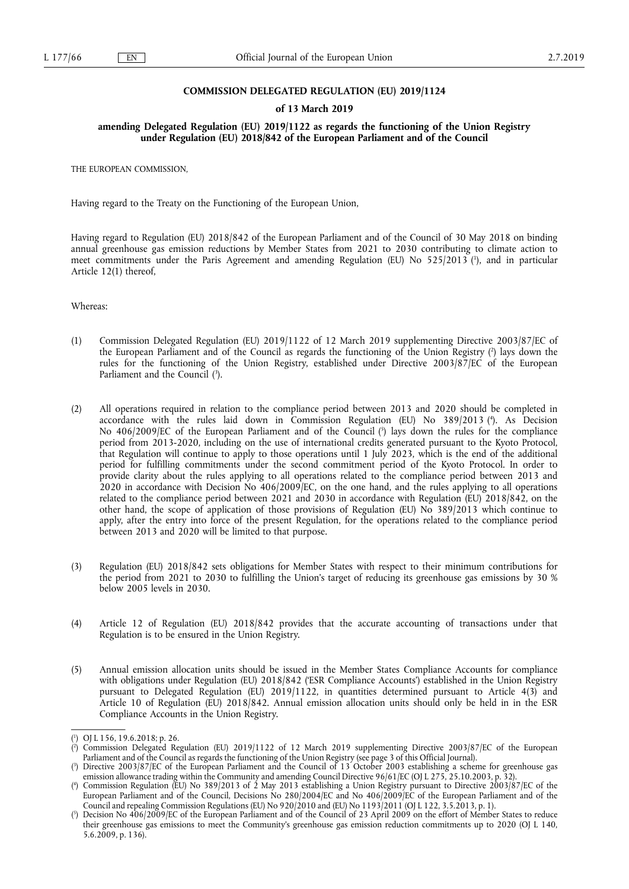**COMMISSION DELEGATED REGULATION (EU) 2019/1124**

**of 13 March 2019**

**amending Delegated Regulation (EU) 2019/1122 as regards the functioning of the Union Registry under Regulation (EU) 2018/842 of the European Parliament and of the Council**

THE EUROPEAN COMMISSION,

Having regard to the Treaty on the Functioning of the European Union,

Having regard to Regulation (EU) 2018/842 of the European Parliament and of the Council of 30 May 2018 on binding annual greenhouse gas emission reductions by Member States from 2021 to 2030 contributing to climate action to meet commitments under the Paris Agreement and amending Regulation (EU) No 525/2013 [1], and in particular Article 12(1) thereof,

Whereas:

(1) Commission Delegated Regulation (EU) 2019/1122 of 12 March 2019 supplementing Directive 2003/87/EC of the European Parliament and of the Council as regards the functioning of the Union Registry [2] lays down the rules for the functioning of the Union Registry, established under Directive 2003/87/EC of the European Parliament and the Council [3].

(2) All operations required in relation to the compliance period between 2013 and 2020 should be completed in accordance with the rules laid down in Commission Regulation (EU) No 389/2013 [4]. As Decision No 406/2009/EC of the European Parliament and of the Council [5] lays down the rules for the compliance period from 2013-2020, including on the use of international credits generated pursuant to the Kyoto Protocol, that Regulation will continue to apply to those operations until 1 July 2023, which is the end of the additional period for fulfilling commitments under the second commitment period of the Kyoto Protocol. In order to provide clarity about the rules applying to all operations related to the compliance period between 2013 and 2020 in accordance with Decision No 406/2009/EC, on the one hand, and the rules applying to all operations related to the compliance period between 2021 and 2030 in accordance with Regulation (EU) 2018/842, on the other hand, the scope of application of those provisions of Regulation (EU) No 389/2013 which continue to apply, after the entry into force of the present Regulation, for the operations related to the compliance period between 2013 and 2020 will be limited to that purpose.

(3) Regulation (EU) 2018/842 sets obligations for Member States with respect to their minimum contributions for the period from 2021 to 2030 to fulfilling the Union's target of reducing its greenhouse gas emissions by 30 % below 2005 levels in 2030.

(4) Article 12 of Regulation (EU) 2018/842 provides that the accurate accounting of transactions under that Regulation is to be ensured in the Union Registry.

(5) Annual emission allocation units should be issued in the Member States Compliance Accounts for compliance with obligations under Regulation (EU) 2018/842 ('ESR Compliance Accounts') established in the Union Registry pursuant to Delegated Regulation (EU) 2019/1122, in quantities determined pursuant to Article 4(3) and Article 10 of Regulation (EU) 2018/842. Annual emission allocation units should only be held in in the ESR Compliance Accounts in the Union Registry.

---

[1] OJ L 156, 19.6.2018, p. 26.

[2] Commission Delegated Regulation (EU) 2019/1122 of 12 March 2019 supplementing Directive 2003/87/EC of the European Parliament and of the Council as regards the functioning of the Union Registry (see page 3 of this Official Journal).

[3] Directive 2003/87/EC of the European Parliament and the Council of 13 October 2003 establishing a scheme for greenhouse gas emission allowance trading within the Community and amending Council Directive 96/61/EC (OJ L 275, 25.10.2003, p. 32).

[4] Commission Regulation (EU) No 389/2013 of 2 May 2013 establishing a Union Registry pursuant to Directive 2003/87/EC of the European Parliament and of the Council, Decisions No 280/2004/EC and No 406/2009/EC of the European Parliament and of the Council and repealing Commission Regulations (EU) No 920/2010 and (EU) No 1193/2011 (OJ L 122, 3.5.2013, p. 1).

[5] Decision No 406/2009/EC of the European Parliament and of the Council of 23 April 2009 on the effort of Member States to reduce their greenhouse gas emissions to meet the Community's greenhouse gas emission reduction commitments up to 2020 (OJ L 140, 5.6.2009, p. 136).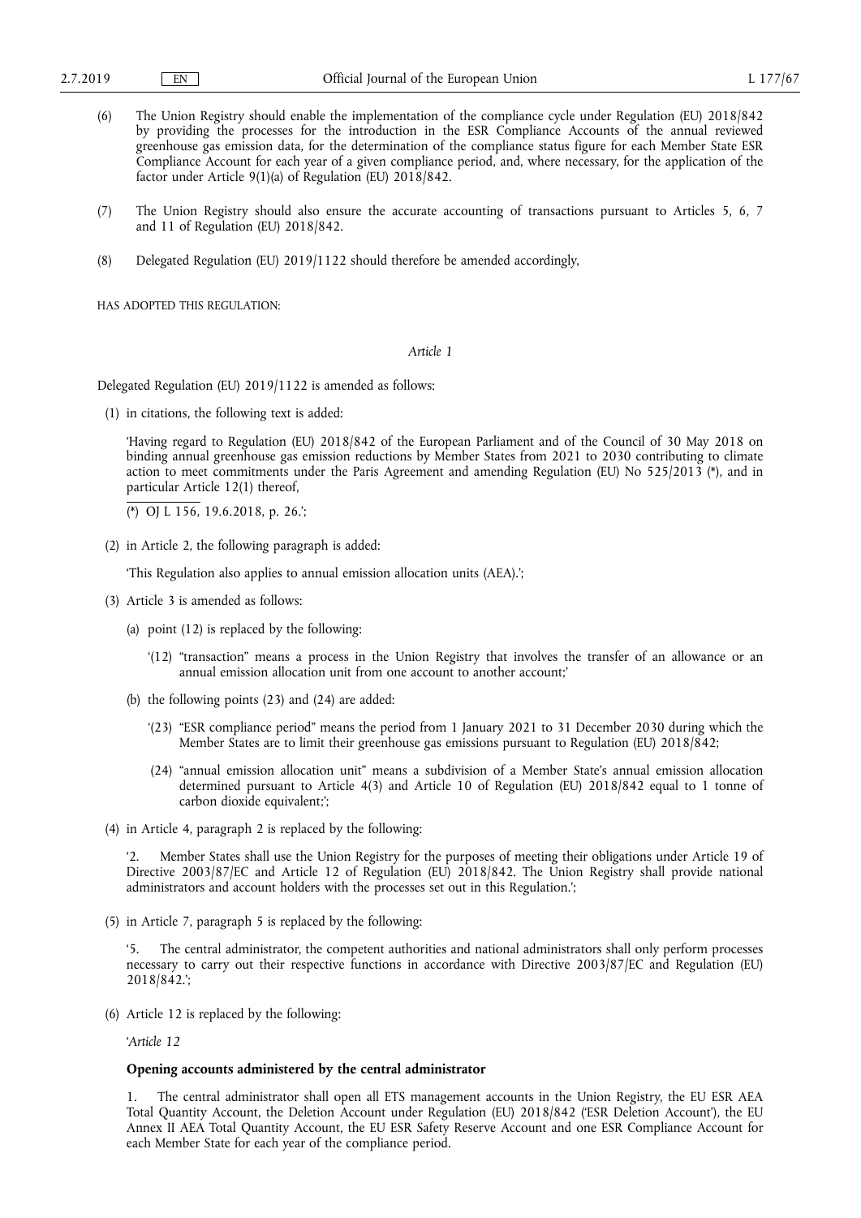(6) The Union Registry should enable the implementation of the compliance cycle under Regulation (EU) 2018/842 by providing the processes for the introduction in the ESR Compliance Accounts of the annual reviewed greenhouse gas emission data, for the determination of the compliance status figure for each Member State ESR Compliance Account for each year of a given compliance period, and, where necessary, for the application of the factor under Article 9(1)(a) of Regulation (EU) 2018/842.

(7) The Union Registry should also ensure the accurate accounting of transactions pursuant to Articles 5, 6, 7 and 11 of Regulation (EU) 2018/842.

(8) Delegated Regulation (EU) 2019/1122 should therefore be amended accordingly,

HAS ADOPTED THIS REGULATION:

*Article 1*

Delegated Regulation (EU) 2019/1122 is amended as follows:

(1) in citations, the following text is added:

'Having regard to Regulation (EU) 2018/842 of the European Parliament and of the Council of 30 May 2018 on binding annual greenhouse gas emission reductions by Member States from 2021 to 2030 contributing to climate action to meet commitments under the Paris Agreement and amending Regulation (EU) No 525/2013 (*), and in particular Article 12(1) thereof,

(*) OJ L 156, 19.6.2018, p. 26.';

(2) in Article 2, the following paragraph is added:

'This Regulation also applies to annual emission allocation units (AEA).';

(3) Article 3 is amended as follows:

(a) point (12) is replaced by the following:

'(12) "transaction" means a process in the Union Registry that involves the transfer of an allowance or an annual emission allocation unit from one account to another account;'

(b) the following points (23) and (24) are added:

'(23) "ESR compliance period" means the period from 1 January 2021 to 31 December 2030 during which the Member States are to limit their greenhouse gas emissions pursuant to Regulation (EU) 2018/842;

(24) "annual emission allocation unit" means a subdivision of a Member State's annual emission allocation determined pursuant to Article 4(3) and Article 10 of Regulation (EU) 2018/842 equal to 1 tonne of carbon dioxide equivalent;';

(4) in Article 4, paragraph 2 is replaced by the following:

'2. Member States shall use the Union Registry for the purposes of meeting their obligations under Article 19 of Directive 2003/87/EC and Article 12 of Regulation (EU) 2018/842. The Union Registry shall provide national administrators and account holders with the processes set out in this Regulation.';

(5) in Article 7, paragraph 5 is replaced by the following:

'5. The central administrator, the competent authorities and national administrators shall only perform processes necessary to carry out their respective functions in accordance with Directive 2003/87/EC and Regulation (EU) 2018/842.';

(6) Article 12 is replaced by the following:

'*Article 12*

**Opening accounts administered by the central administrator**

1. The central administrator shall open all ETS management accounts in the Union Registry, the EU ESR AEA Total Quantity Account, the Deletion Account under Regulation (EU) 2018/842 ('ESR Deletion Account'), the EU Annex II AEA Total Quantity Account, the EU ESR Safety Reserve Account and one ESR Compliance Account for each Member State for each year of the compliance period.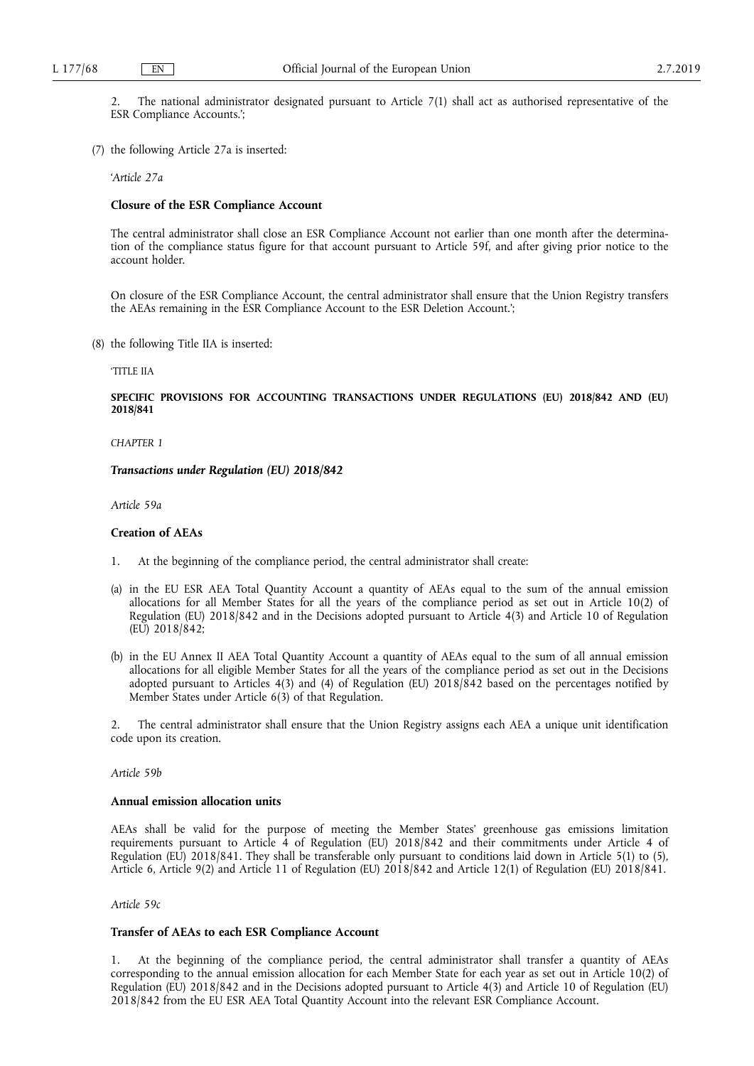2. The national administrator designated pursuant to Article 7(1) shall act as authorised representative of the ESR Compliance Accounts.';

(7) the following Article 27a is inserted:

'*Article 27a*

**Closure of the ESR Compliance Account**

The central administrator shall close an ESR Compliance Account not earlier than one month after the determination of the compliance status figure for that account pursuant to Article 59f, and after giving prior notice to the account holder.

On closure of the ESR Compliance Account, the central administrator shall ensure that the Union Registry transfers the AEAs remaining in the ESR Compliance Account to the ESR Deletion Account.';

(8) the following Title IIA is inserted:

'TITLE IIA

**SPECIFIC PROVISIONS FOR ACCOUNTING TRANSACTIONS UNDER REGULATIONS (EU) 2018/842 AND (EU) 2018/841**

*CHAPTER 1*

***Transactions under Regulation (EU) 2018/842***

*Article 59a*

**Creation of AEAs**

1. At the beginning of the compliance period, the central administrator shall create:

(a) in the EU ESR AEA Total Quantity Account a quantity of AEAs equal to the sum of the annual emission allocations for all Member States for all the years of the compliance period as set out in Article 10(2) of Regulation (EU) 2018/842 and in the Decisions adopted pursuant to Article 4(3) and Article 10 of Regulation (EU) 2018/842;

(b) in the EU Annex II AEA Total Quantity Account a quantity of AEAs equal to the sum of all annual emission allocations for all eligible Member States for all the years of the compliance period as set out in the Decisions adopted pursuant to Articles 4(3) and (4) of Regulation (EU) 2018/842 based on the percentages notified by Member States under Article 6(3) of that Regulation.

2. The central administrator shall ensure that the Union Registry assigns each AEA a unique unit identification code upon its creation.

*Article 59b*

**Annual emission allocation units**

AEAs shall be valid for the purpose of meeting the Member States' greenhouse gas emissions limitation requirements pursuant to Article 4 of Regulation (EU) 2018/842 and their commitments under Article 4 of Regulation (EU) 2018/841. They shall be transferable only pursuant to conditions laid down in Article 5(1) to (5), Article 6, Article 9(2) and Article 11 of Regulation (EU) 2018/842 and Article 12(1) of Regulation (EU) 2018/841.

*Article 59c*

**Transfer of AEAs to each ESR Compliance Account**

1. At the beginning of the compliance period, the central administrator shall transfer a quantity of AEAs corresponding to the annual emission allocation for each Member State for each year as set out in Article 10(2) of Regulation (EU) 2018/842 and in the Decisions adopted pursuant to Article 4(3) and Article 10 of Regulation (EU) 2018/842 from the EU ESR AEA Total Quantity Account into the relevant ESR Compliance Account.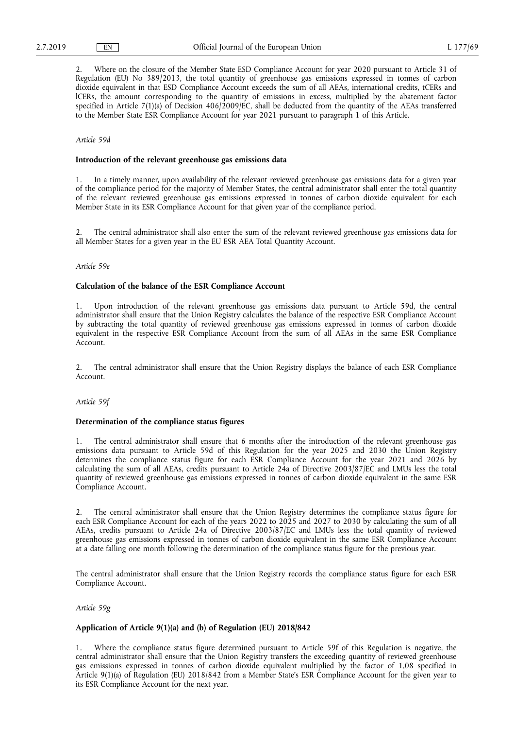2. Where on the closure of the Member State ESD Compliance Account for year 2020 pursuant to Article 31 of Regulation (EU) No 389/2013, the total quantity of greenhouse gas emissions expressed in tonnes of carbon dioxide equivalent in that ESD Compliance Account exceeds the sum of all AEAs, international credits, tCERs and lCERs, the amount corresponding to the quantity of emissions in excess, multiplied by the abatement factor specified in Article 7(1)(a) of Decision 406/2009/EC, shall be deducted from the quantity of the AEAs transferred to the Member State ESR Compliance Account for year 2021 pursuant to paragraph 1 of this Article.

*Article 59d*

**Introduction of the relevant greenhouse gas emissions data**

1. In a timely manner, upon availability of the relevant reviewed greenhouse gas emissions data for a given year of the compliance period for the majority of Member States, the central administrator shall enter the total quantity of the relevant reviewed greenhouse gas emissions expressed in tonnes of carbon dioxide equivalent for each Member State in its ESR Compliance Account for that given year of the compliance period.

2. The central administrator shall also enter the sum of the relevant reviewed greenhouse gas emissions data for all Member States for a given year in the EU ESR AEA Total Quantity Account.

*Article 59e*

**Calculation of the balance of the ESR Compliance Account**

1. Upon introduction of the relevant greenhouse gas emissions data pursuant to Article 59d, the central administrator shall ensure that the Union Registry calculates the balance of the respective ESR Compliance Account by subtracting the total quantity of reviewed greenhouse gas emissions expressed in tonnes of carbon dioxide equivalent in the respective ESR Compliance Account from the sum of all AEAs in the same ESR Compliance Account.

2. The central administrator shall ensure that the Union Registry displays the balance of each ESR Compliance Account.

*Article 59f*

**Determination of the compliance status figures**

1. The central administrator shall ensure that 6 months after the introduction of the relevant greenhouse gas emissions data pursuant to Article 59d of this Regulation for the year 2025 and 2030 the Union Registry determines the compliance status figure for each ESR Compliance Account for the year 2021 and 2026 by calculating the sum of all AEAs, credits pursuant to Article 24a of Directive 2003/87/EC and LMUs less the total quantity of reviewed greenhouse gas emissions expressed in tonnes of carbon dioxide equivalent in the same ESR Compliance Account.

2. The central administrator shall ensure that the Union Registry determines the compliance status figure for each ESR Compliance Account for each of the years 2022 to 2025 and 2027 to 2030 by calculating the sum of all AEAs, credits pursuant to Article 24a of Directive 2003/87/EC and LMUs less the total quantity of reviewed greenhouse gas emissions expressed in tonnes of carbon dioxide equivalent in the same ESR Compliance Account at a date falling one month following the determination of the compliance status figure for the previous year.

The central administrator shall ensure that the Union Registry records the compliance status figure for each ESR Compliance Account.

*Article 59g*

**Application of Article 9(1)(a) and (b) of Regulation (EU) 2018/842**

1. Where the compliance status figure determined pursuant to Article 59f of this Regulation is negative, the central administrator shall ensure that the Union Registry transfers the exceeding quantity of reviewed greenhouse gas emissions expressed in tonnes of carbon dioxide equivalent multiplied by the factor of 1,08 specified in Article 9(1)(a) of Regulation (EU) 2018/842 from a Member State's ESR Compliance Account for the given year to its ESR Compliance Account for the next year.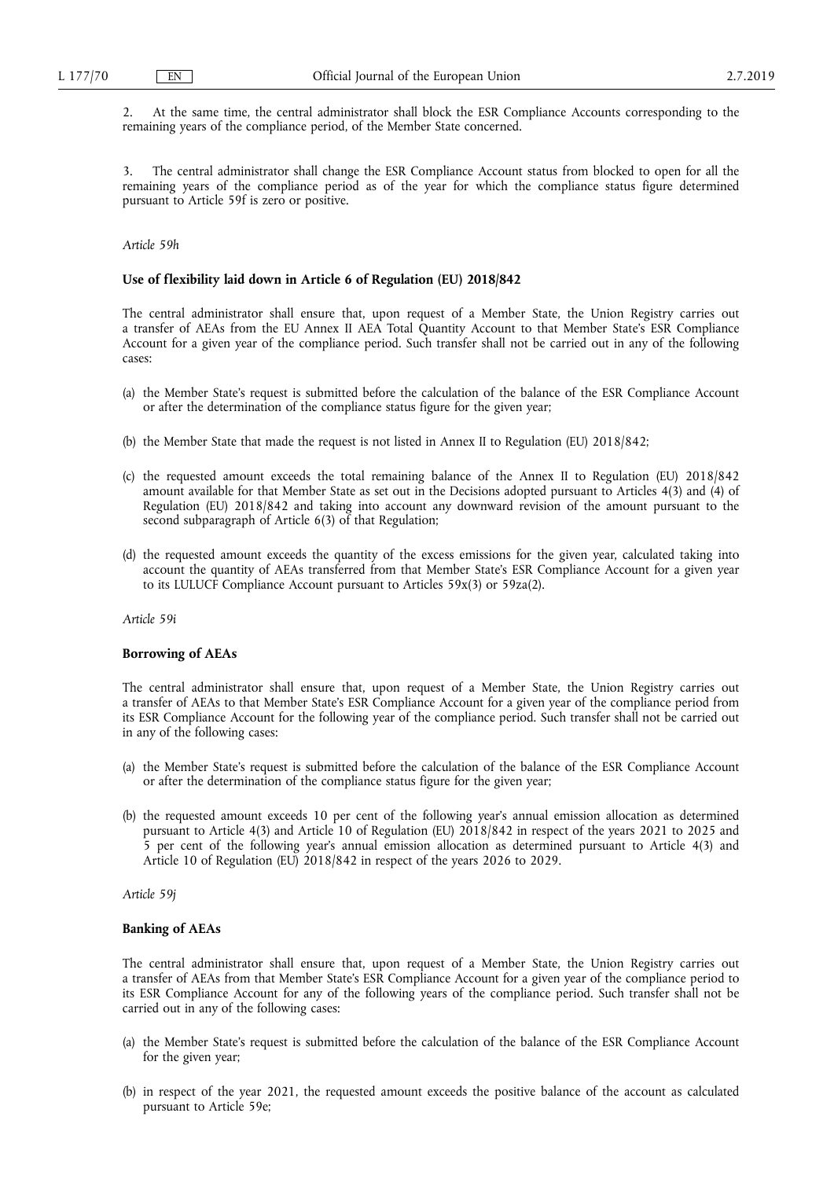2. At the same time, the central administrator shall block the ESR Compliance Accounts corresponding to the remaining years of the compliance period, of the Member State concerned.

3. The central administrator shall change the ESR Compliance Account status from blocked to open for all the remaining years of the compliance period as of the year for which the compliance status figure determined pursuant to Article 59f is zero or positive.

*Article 59h*

**Use of flexibility laid down in Article 6 of Regulation (EU) 2018/842**

The central administrator shall ensure that, upon request of a Member State, the Union Registry carries out a transfer of AEAs from the EU Annex II AEA Total Quantity Account to that Member State's ESR Compliance Account for a given year of the compliance period. Such transfer shall not be carried out in any of the following cases:

(a) the Member State's request is submitted before the calculation of the balance of the ESR Compliance Account or after the determination of the compliance status figure for the given year;

(b) the Member State that made the request is not listed in Annex II to Regulation (EU) 2018/842;

(c) the requested amount exceeds the total remaining balance of the Annex II to Regulation (EU) 2018/842 amount available for that Member State as set out in the Decisions adopted pursuant to Articles 4(3) and (4) of Regulation (EU) 2018/842 and taking into account any downward revision of the amount pursuant to the second subparagraph of Article 6(3) of that Regulation;

(d) the requested amount exceeds the quantity of the excess emissions for the given year, calculated taking into account the quantity of AEAs transferred from that Member State's ESR Compliance Account for a given year to its LULUCF Compliance Account pursuant to Articles 59x(3) or 59za(2).

*Article 59i*

**Borrowing of AEAs**

The central administrator shall ensure that, upon request of a Member State, the Union Registry carries out a transfer of AEAs to that Member State's ESR Compliance Account for a given year of the compliance period from its ESR Compliance Account for the following year of the compliance period. Such transfer shall not be carried out in any of the following cases:

(a) the Member State's request is submitted before the calculation of the balance of the ESR Compliance Account or after the determination of the compliance status figure for the given year;

(b) the requested amount exceeds 10 per cent of the following year's annual emission allocation as determined pursuant to Article 4(3) and Article 10 of Regulation (EU) 2018/842 in respect of the years 2021 to 2025 and 5 per cent of the following year's annual emission allocation as determined pursuant to Article 4(3) and Article 10 of Regulation (EU) 2018/842 in respect of the years 2026 to 2029.

*Article 59j*

**Banking of AEAs**

The central administrator shall ensure that, upon request of a Member State, the Union Registry carries out a transfer of AEAs from that Member State's ESR Compliance Account for a given year of the compliance period to its ESR Compliance Account for any of the following years of the compliance period. Such transfer shall not be carried out in any of the following cases:

(a) the Member State's request is submitted before the calculation of the balance of the ESR Compliance Account for the given year;

(b) in respect of the year 2021, the requested amount exceeds the positive balance of the account as calculated pursuant to Article 59e;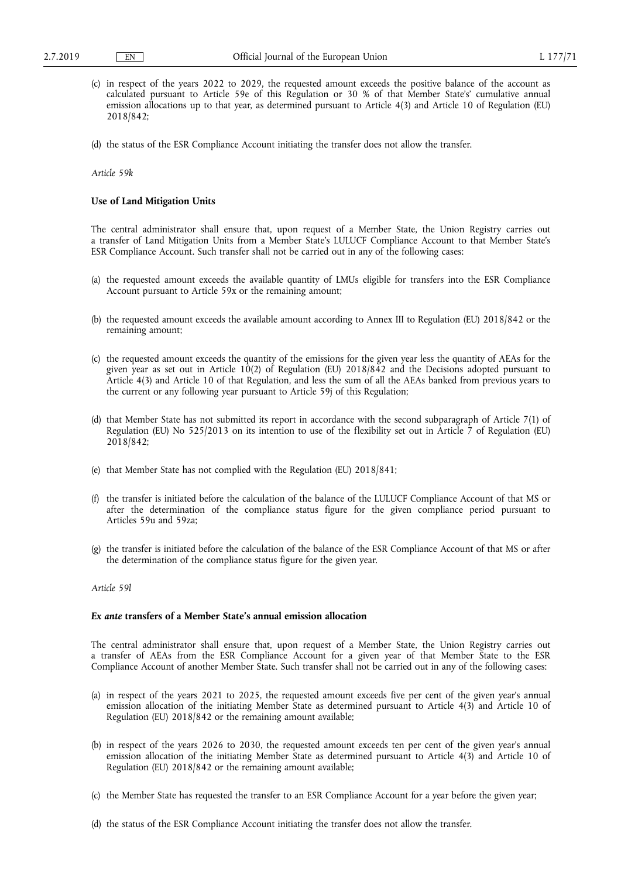(c) in respect of the years 2022 to 2029, the requested amount exceeds the positive balance of the account as calculated pursuant to Article 59e of this Regulation or 30 % of that Member State's' cumulative annual emission allocations up to that year, as determined pursuant to Article 4(3) and Article 10 of Regulation (EU) 2018/842;

(d) the status of the ESR Compliance Account initiating the transfer does not allow the transfer.

*Article 59k*

**Use of Land Mitigation Units**

The central administrator shall ensure that, upon request of a Member State, the Union Registry carries out a transfer of Land Mitigation Units from a Member State's LULUCF Compliance Account to that Member State's ESR Compliance Account. Such transfer shall not be carried out in any of the following cases:

(a) the requested amount exceeds the available quantity of LMUs eligible for transfers into the ESR Compliance Account pursuant to Article 59x or the remaining amount;

(b) the requested amount exceeds the available amount according to Annex III to Regulation (EU) 2018/842 or the remaining amount;

(c) the requested amount exceeds the quantity of the emissions for the given year less the quantity of AEAs for the given year as set out in Article 10(2) of Regulation (EU) 2018/842 and the Decisions adopted pursuant to Article 4(3) and Article 10 of that Regulation, and less the sum of all the AEAs banked from previous years to the current or any following year pursuant to Article 59j of this Regulation;

(d) that Member State has not submitted its report in accordance with the second subparagraph of Article 7(1) of Regulation (EU) No 525/2013 on its intention to use of the flexibility set out in Article 7 of Regulation (EU) 2018/842;

(e) that Member State has not complied with the Regulation (EU) 2018/841;

(f) the transfer is initiated before the calculation of the balance of the LULUCF Compliance Account of that MS or after the determination of the compliance status figure for the given compliance period pursuant to Articles 59u and 59za;

(g) the transfer is initiated before the calculation of the balance of the ESR Compliance Account of that MS or after the determination of the compliance status figure for the given year.

*Article 59l*

***Ex ante* transfers of a Member State's annual emission allocation**

The central administrator shall ensure that, upon request of a Member State, the Union Registry carries out a transfer of AEAs from the ESR Compliance Account for a given year of that Member State to the ESR Compliance Account of another Member State. Such transfer shall not be carried out in any of the following cases:

(a) in respect of the years 2021 to 2025, the requested amount exceeds five per cent of the given year's annual emission allocation of the initiating Member State as determined pursuant to Article 4(3) and Article 10 of Regulation (EU) 2018/842 or the remaining amount available;

(b) in respect of the years 2026 to 2030, the requested amount exceeds ten per cent of the given year's annual emission allocation of the initiating Member State as determined pursuant to Article 4(3) and Article 10 of Regulation (EU) 2018/842 or the remaining amount available;

(c) the Member State has requested the transfer to an ESR Compliance Account for a year before the given year;

(d) the status of the ESR Compliance Account initiating the transfer does not allow the transfer.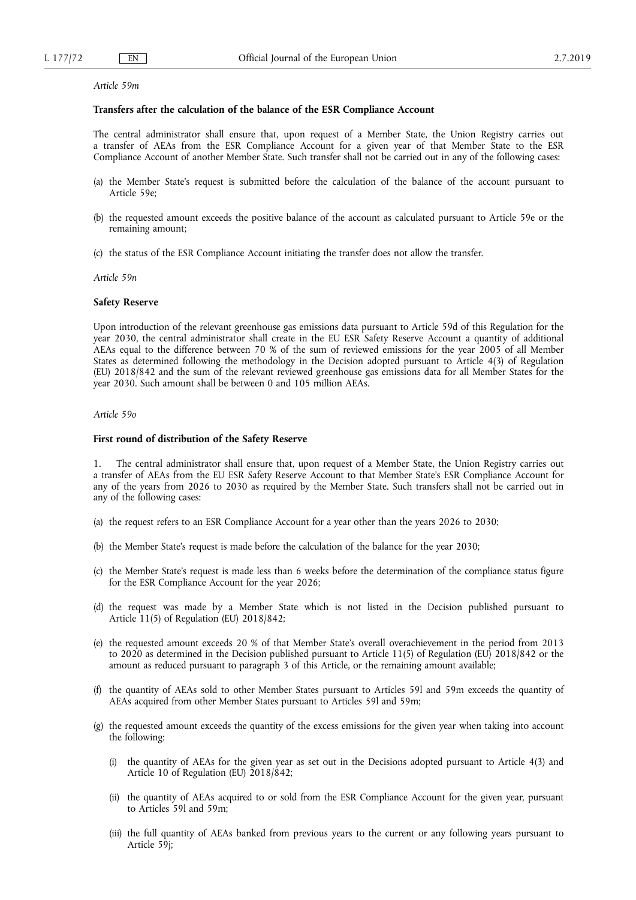*Article 59m*

**Transfers after the calculation of the balance of the ESR Compliance Account**

The central administrator shall ensure that, upon request of a Member State, the Union Registry carries out a transfer of AEAs from the ESR Compliance Account for a given year of that Member State to the ESR Compliance Account of another Member State. Such transfer shall not be carried out in any of the following cases:

(a) the Member State's request is submitted before the calculation of the balance of the account pursuant to Article 59e;

(b) the requested amount exceeds the positive balance of the account as calculated pursuant to Article 59e or the remaining amount;

(c) the status of the ESR Compliance Account initiating the transfer does not allow the transfer.

*Article 59n*

**Safety Reserve**

Upon introduction of the relevant greenhouse gas emissions data pursuant to Article 59d of this Regulation for the year 2030, the central administrator shall create in the EU ESR Safety Reserve Account a quantity of additional AEAs equal to the difference between 70 % of the sum of reviewed emissions for the year 2005 of all Member States as determined following the methodology in the Decision adopted pursuant to Article 4(3) of Regulation (EU) 2018/842 and the sum of the relevant reviewed greenhouse gas emissions data for all Member States for the year 2030. Such amount shall be between 0 and 105 million AEAs.

*Article 59o*

**First round of distribution of the Safety Reserve**

1. The central administrator shall ensure that, upon request of a Member State, the Union Registry carries out a transfer of AEAs from the EU ESR Safety Reserve Account to that Member State's ESR Compliance Account for any of the years from 2026 to 2030 as required by the Member State. Such transfers shall not be carried out in any of the following cases:

(a) the request refers to an ESR Compliance Account for a year other than the years 2026 to 2030;

(b) the Member State's request is made before the calculation of the balance for the year 2030;

(c) the Member State's request is made less than 6 weeks before the determination of the compliance status figure for the ESR Compliance Account for the year 2026;

(d) the request was made by a Member State which is not listed in the Decision published pursuant to Article 11(5) of Regulation (EU) 2018/842;

(e) the requested amount exceeds 20 % of that Member State's overall overachievement in the period from 2013 to 2020 as determined in the Decision published pursuant to Article 11(5) of Regulation (EU) 2018/842 or the amount as reduced pursuant to paragraph 3 of this Article, or the remaining amount available;

(f) the quantity of AEAs sold to other Member States pursuant to Articles 59l and 59m exceeds the quantity of AEAs acquired from other Member States pursuant to Articles 59l and 59m;

(g) the requested amount exceeds the quantity of the excess emissions for the given year when taking into account the following:

   (i) the quantity of AEAs for the given year as set out in the Decisions adopted pursuant to Article 4(3) and Article 10 of Regulation (EU) 2018/842;

   (ii) the quantity of AEAs acquired to or sold from the ESR Compliance Account for the given year, pursuant to Articles 59l and 59m;

   (iii) the full quantity of AEAs banked from previous years to the current or any following years pursuant to Article 59j;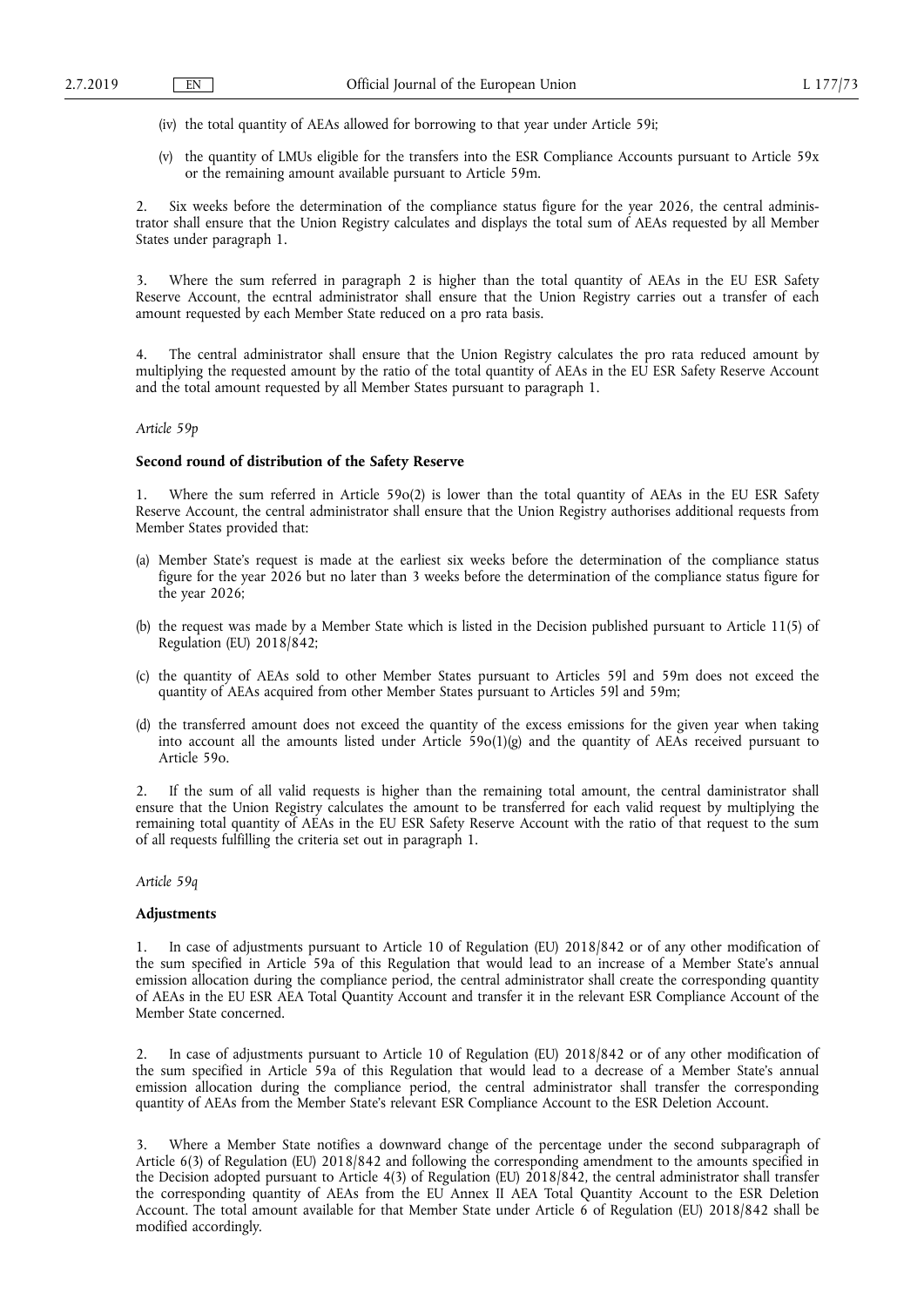(iv) the total quantity of AEAs allowed for borrowing to that year under Article 59i;

(v) the quantity of LMUs eligible for the transfers into the ESR Compliance Accounts pursuant to Article 59x or the remaining amount available pursuant to Article 59m.

2. Six weeks before the determination of the compliance status figure for the year 2026, the central administrator shall ensure that the Union Registry calculates and displays the total sum of AEAs requested by all Member States under paragraph 1.

3. Where the sum referred in paragraph 2 is higher than the total quantity of AEAs in the EU ESR Safety Reserve Account, the ecntral administrator shall ensure that the Union Registry carries out a transfer of each amount requested by each Member State reduced on a pro rata basis.

4. The central administrator shall ensure that the Union Registry calculates the pro rata reduced amount by multiplying the requested amount by the ratio of the total quantity of AEAs in the EU ESR Safety Reserve Account and the total amount requested by all Member States pursuant to paragraph 1.

*Article 59p*

**Second round of distribution of the Safety Reserve**

1. Where the sum referred in Article 59o(2) is lower than the total quantity of AEAs in the EU ESR Safety Reserve Account, the central administrator shall ensure that the Union Registry authorises additional requests from Member States provided that:

(a) Member State's request is made at the earliest six weeks before the determination of the compliance status figure for the year 2026 but no later than 3 weeks before the determination of the compliance status figure for the year 2026;

(b) the request was made by a Member State which is listed in the Decision published pursuant to Article 11(5) of Regulation (EU) 2018/842;

(c) the quantity of AEAs sold to other Member States pursuant to Articles 59l and 59m does not exceed the quantity of AEAs acquired from other Member States pursuant to Articles 59l and 59m;

(d) the transferred amount does not exceed the quantity of the excess emissions for the given year when taking into account all the amounts listed under Article 59o(1)(g) and the quantity of AEAs received pursuant to Article 59o.

2. If the sum of all valid requests is higher than the remaining total amount, the central daministrator shall ensure that the Union Registry calculates the amount to be transferred for each valid request by multiplying the remaining total quantity of AEAs in the EU ESR Safety Reserve Account with the ratio of that request to the sum of all requests fulfilling the criteria set out in paragraph 1.

*Article 59q*

**Adjustments**

1. In case of adjustments pursuant to Article 10 of Regulation (EU) 2018/842 or of any other modification of the sum specified in Article 59a of this Regulation that would lead to an increase of a Member State's annual emission allocation during the compliance period, the central administrator shall create the corresponding quantity of AEAs in the EU ESR AEA Total Quantity Account and transfer it in the relevant ESR Compliance Account of the Member State concerned.

2. In case of adjustments pursuant to Article 10 of Regulation (EU) 2018/842 or of any other modification of the sum specified in Article 59a of this Regulation that would lead to a decrease of a Member State's annual emission allocation during the compliance period, the central administrator shall transfer the corresponding quantity of AEAs from the Member State's relevant ESR Compliance Account to the ESR Deletion Account.

3. Where a Member State notifies a downward change of the percentage under the second subparagraph of Article 6(3) of Regulation (EU) 2018/842 and following the corresponding amendment to the amounts specified in the Decision adopted pursuant to Article 4(3) of Regulation (EU) 2018/842, the central administrator shall transfer the corresponding quantity of AEAs from the EU Annex II AEA Total Quantity Account to the ESR Deletion Account. The total amount available for that Member State under Article 6 of Regulation (EU) 2018/842 shall be modified accordingly.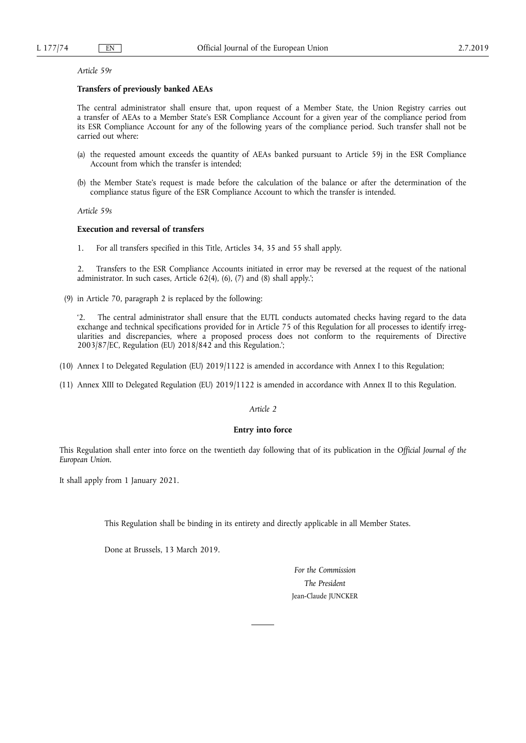*Article 59r*

**Transfers of previously banked AEAs**

The central administrator shall ensure that, upon request of a Member State, the Union Registry carries out a transfer of AEAs to a Member State's ESR Compliance Account for a given year of the compliance period from its ESR Compliance Account for any of the following years of the compliance period. Such transfer shall not be carried out where:

(a) the requested amount exceeds the quantity of AEAs banked pursuant to Article 59j in the ESR Compliance Account from which the transfer is intended;

(b) the Member State's request is made before the calculation of the balance or after the determination of the compliance status figure of the ESR Compliance Account to which the transfer is intended.

*Article 59s*

**Execution and reversal of transfers**

1. For all transfers specified in this Title, Articles 34, 35 and 55 shall apply.

2. Transfers to the ESR Compliance Accounts initiated in error may be reversed at the request of the national administrator. In such cases, Article 62(4), (6), (7) and (8) shall apply.';

(9) in Article 70, paragraph 2 is replaced by the following:

'2. The central administrator shall ensure that the EUTL conducts automated checks having regard to the data exchange and technical specifications provided for in Article 75 of this Regulation for all processes to identify irregularities and discrepancies, where a proposed process does not conform to the requirements of Directive 2003/87/EC, Regulation (EU) 2018/842 and this Regulation.';

(10) Annex I to Delegated Regulation (EU) 2019/1122 is amended in accordance with Annex I to this Regulation;

(11) Annex XIII to Delegated Regulation (EU) 2019/1122 is amended in accordance with Annex II to this Regulation.

*Article 2*

**Entry into force**

This Regulation shall enter into force on the twentieth day following that of its publication in the *Official Journal of the European Union*.

It shall apply from 1 January 2021.

This Regulation shall be binding in its entirety and directly applicable in all Member States.

Done at Brussels, 13 March 2019.

*For the Commission*

*The President*

Jean-Claude JUNCKER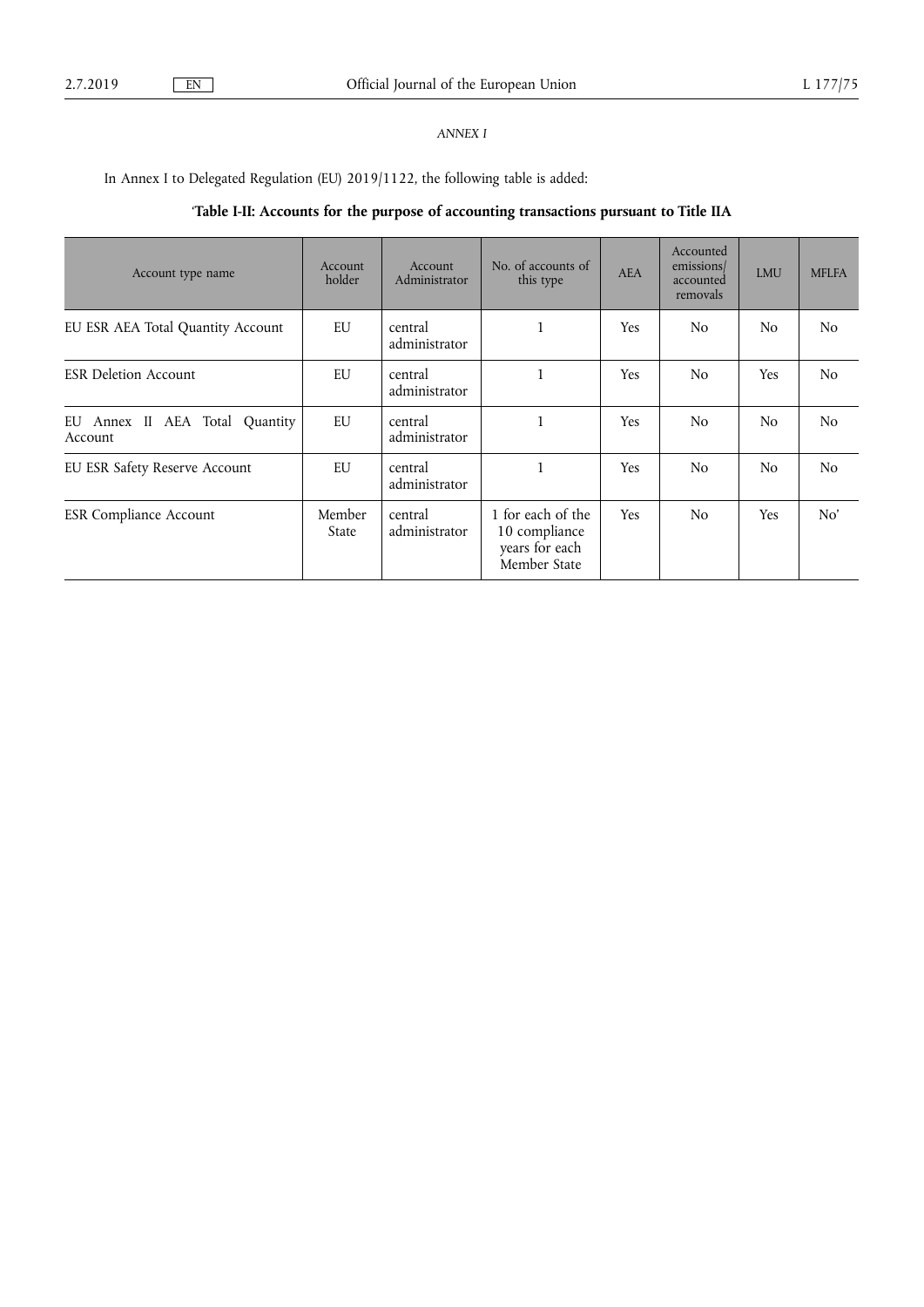*ANNEX I*

In Annex I to Delegated Regulation (EU) 2019/1122, the following table is added:

'**Table I-II: Accounts for the purpose of accounting transactions pursuant to Title IIA**

| Account type name | Account holder | Account Administrator | No. of accounts of this type | AEA | Accounted emissions/ accounted removals | LMU | MFLFA |
|---|---|---|---|---|---|---|---|
| EU ESR AEA Total Quantity Account | EU | central administrator | 1 | Yes | No | No | No |
| ESR Deletion Account | EU | central administrator | 1 | Yes | No | Yes | No |
| EU Annex II AEA Total Quantity Account | EU | central administrator | 1 | Yes | No | No | No |
| EU ESR Safety Reserve Account | EU | central administrator | 1 | Yes | No | No | No |
| ESR Compliance Account | Member State | central administrator | 1 for each of the 10 compliance years for each Member State | Yes | No | Yes | No' |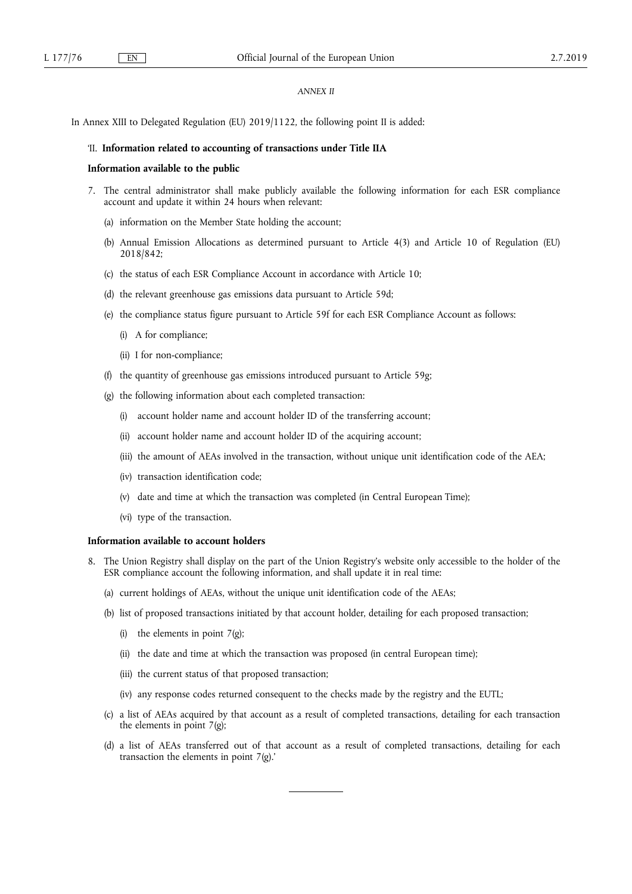*ANNEX II*

In Annex XIII to Delegated Regulation (EU) 2019/1122, the following point II is added:

'II. **Information related to accounting of transactions under Title IIA**

**Information available to the public**

7. The central administrator shall make publicly available the following information for each ESR compliance account and update it within 24 hours when relevant:

   (a) information on the Member State holding the account;

   (b) Annual Emission Allocations as determined pursuant to Article 4(3) and Article 10 of Regulation (EU) 2018/842;

   (c) the status of each ESR Compliance Account in accordance with Article 10;

   (d) the relevant greenhouse gas emissions data pursuant to Article 59d;

   (e) the compliance status figure pursuant to Article 59f for each ESR Compliance Account as follows:

      (i) A for compliance;

      (ii) I for non-compliance;

   (f) the quantity of greenhouse gas emissions introduced pursuant to Article 59g;

   (g) the following information about each completed transaction:

      (i) account holder name and account holder ID of the transferring account;

      (ii) account holder name and account holder ID of the acquiring account;

      (iii) the amount of AEAs involved in the transaction, without unique unit identification code of the AEA;

      (iv) transaction identification code;

      (v) date and time at which the transaction was completed (in Central European Time);

      (vi) type of the transaction.

**Information available to account holders**

8. The Union Registry shall display on the part of the Union Registry's website only accessible to the holder of the ESR compliance account the following information, and shall update it in real time:

   (a) current holdings of AEAs, without the unique unit identification code of the AEAs;

   (b) list of proposed transactions initiated by that account holder, detailing for each proposed transaction;

      (i) the elements in point 7(g);

      (ii) the date and time at which the transaction was proposed (in central European time);

      (iii) the current status of that proposed transaction;

      (iv) any response codes returned consequent to the checks made by the registry and the EUTL;

   (c) a list of AEAs acquired by that account as a result of completed transactions, detailing for each transaction the elements in point 7(g);

   (d) a list of AEAs transferred out of that account as a result of completed transactions, detailing for each transaction the elements in point 7(g).'